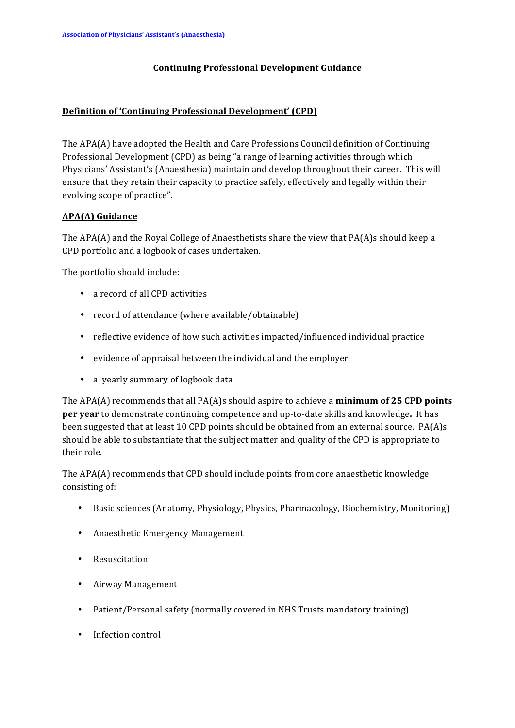## Continuing Professional Development Guidance

### Definition of 'Continuing Professional Development' (CPD)

The APA(A) have adopted the Health and Care Professions Council definition of Continuing Professional Development (CPD) as being "a range of learning activities through which Physicians' Assistant's (Anaesthesia) maintain and develop throughout their career. This will ensure that they retain their capacity to practice safely, effectively and legally within their evolving scope of practice".

### APA(A) Guidance

The APA(A) and the Royal College of Anaesthetists share the view that PA(A)s should keep a CPD portfolio and a logbook of cases undertaken.

The portfolio should include:

- a record of all CPD activities
- record of attendance (where available/obtainable)
- reflective evidence of how such activities impacted/influenced individual practice
- evidence of appraisal between the individual and the employer
- a yearly summary of logbook data

The APA(A) recommends that all PA(A)s should aspire to achieve a **minimum of 25 CPD points per year** to demonstrate continuing competence and up-to-date skills and knowledge**.** It has been suggested that at least 10 CPD points should be obtained from an external source. PA(A)s should be able to substantiate that the subject matter and quality of the CPD is appropriate to their role.

The APA(A) recommends that CPD should include points from core anaesthetic knowledge consisting of:

- Basic sciences (Anatomy, Physiology, Physics, Pharmacology, Biochemistry, Monitoring)
- Anaesthetic Emergency Management
- Resuscitation
- Airway Management
- Patient/Personal safety (normally covered in NHS Trusts mandatory training)
- Infection control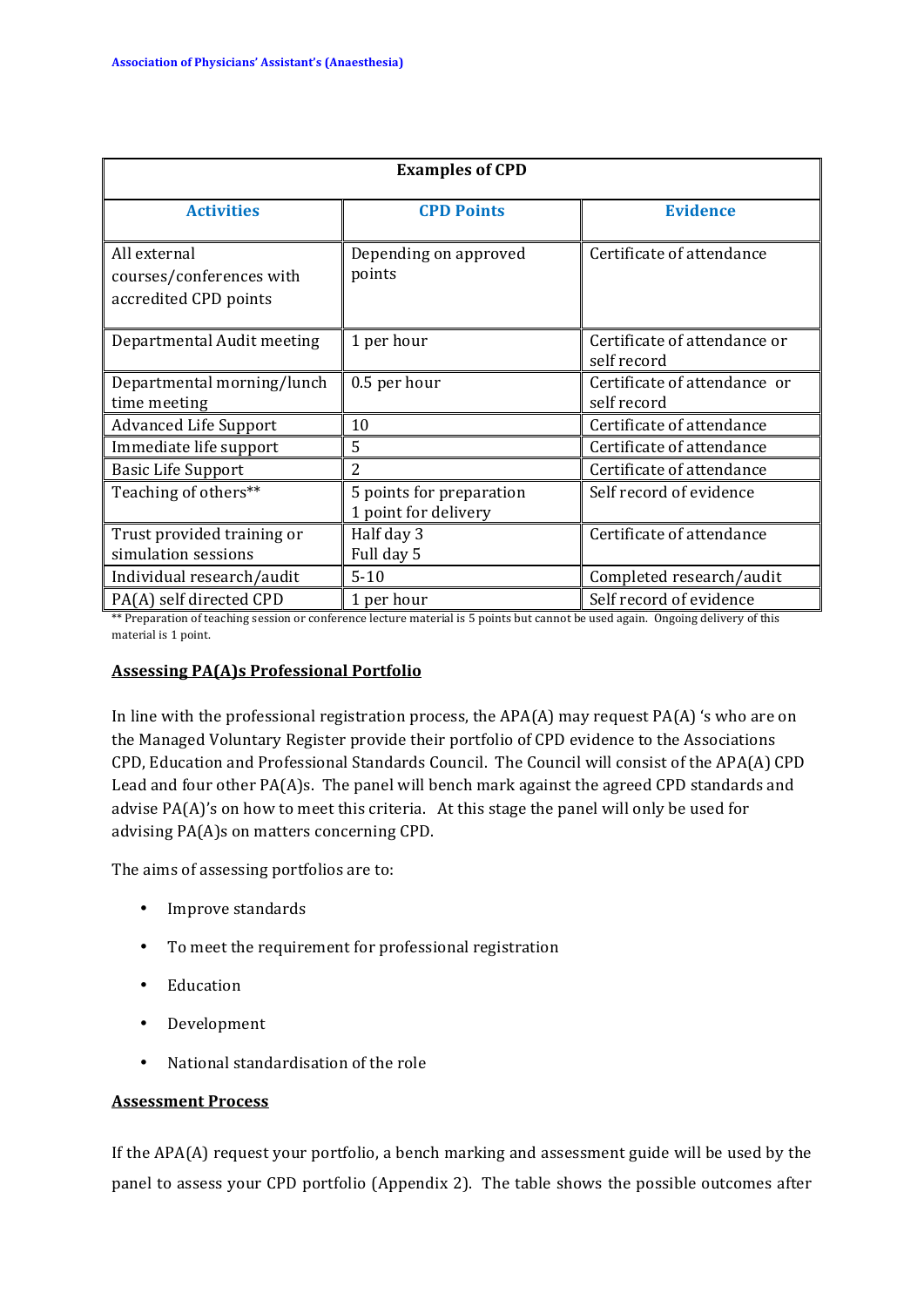| Examples of CPD | | |
|---|---|---|
| **Activities** | **CPD Points** | **Evidence** |
| All external courses/conferences with accredited CPD points | Depending on approved points | Certificate of attendance |
| Departmental Audit meeting | 1 per hour | Certificate of attendance or self record |
| Departmental morning/lunch time meeting | 0.5 per hour | Certificate of attendance or self record |
| Advanced Life Support | 10 | Certificate of attendance |
| Immediate life support | 5 | Certificate of attendance |
| Basic Life Support | 2 | Certificate of attendance |
| Teaching of others** | 5 points for preparation 1 point for delivery | Self record of evidence |
| Trust provided training or simulation sessions | Half day 3 Full day 5 | Certificate of attendance |
| Individual research/audit | 5-10 | Completed research/audit |
| PA(A) self directed CPD | 1 per hour | Self record of evidence |

** Preparation of teaching session or conference lecture material is 5 points but cannot be used again. Ongoing delivery of this material is 1 point.

## Assessing PA(A)s Professional Portfolio

In line with the professional registration process, the APA(A) may request PA(A) 's who are on the Managed Voluntary Register provide their portfolio of CPD evidence to the Associations CPD, Education and Professional Standards Council. The Council will consist of the APA(A) CPD Lead and four other PA(A)s. The panel will bench mark against the agreed CPD standards and advise PA(A)'s on how to meet this criteria. At this stage the panel will only be used for advising PA(A)s on matters concerning CPD.

The aims of assessing portfolios are to:

- Improve standards
- To meet the requirement for professional registration
- Education
- Development
- National standardisation of the role

## Assessment Process

If the APA(A) request your portfolio, a bench marking and assessment guide will be used by the panel to assess your CPD portfolio (Appendix 2). The table shows the possible outcomes after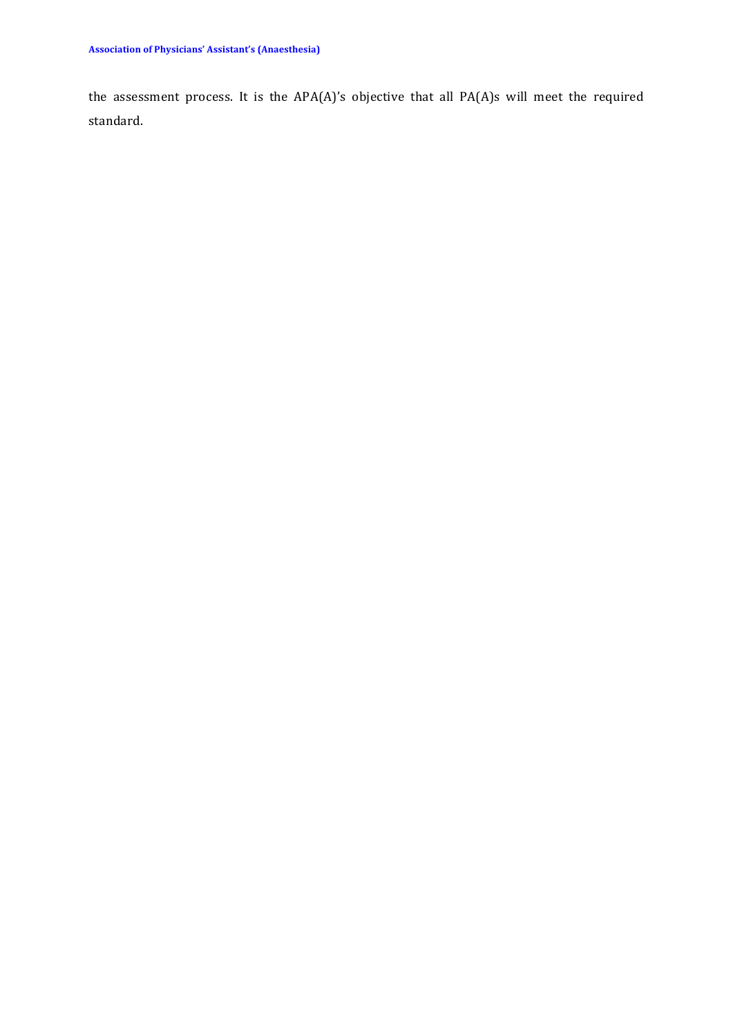the assessment process. It is the APA(A)'s objective that all PA(A)s will meet the required standard.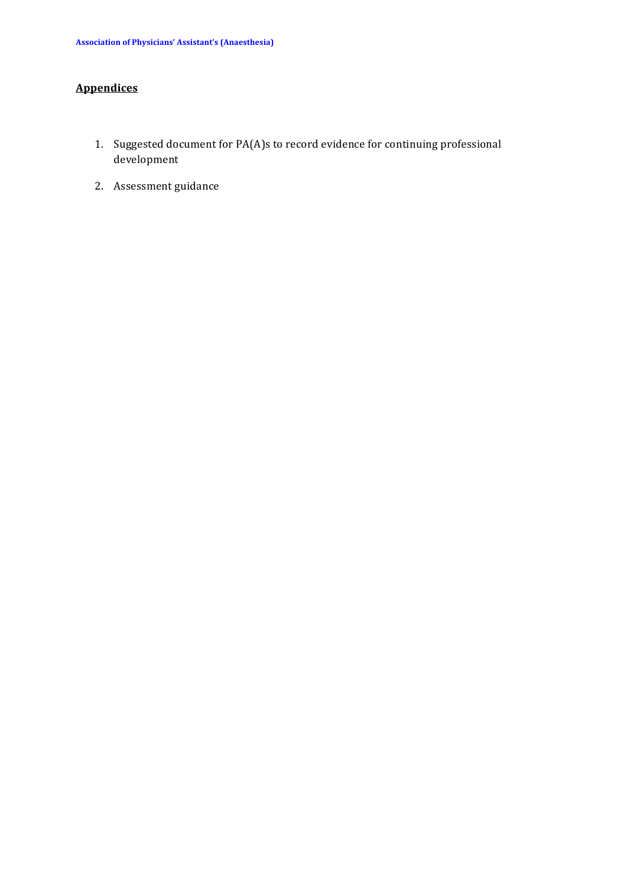## Appendices

1. Suggested document for PA(A)s to record evidence for continuing professional development
2. Assessment guidance